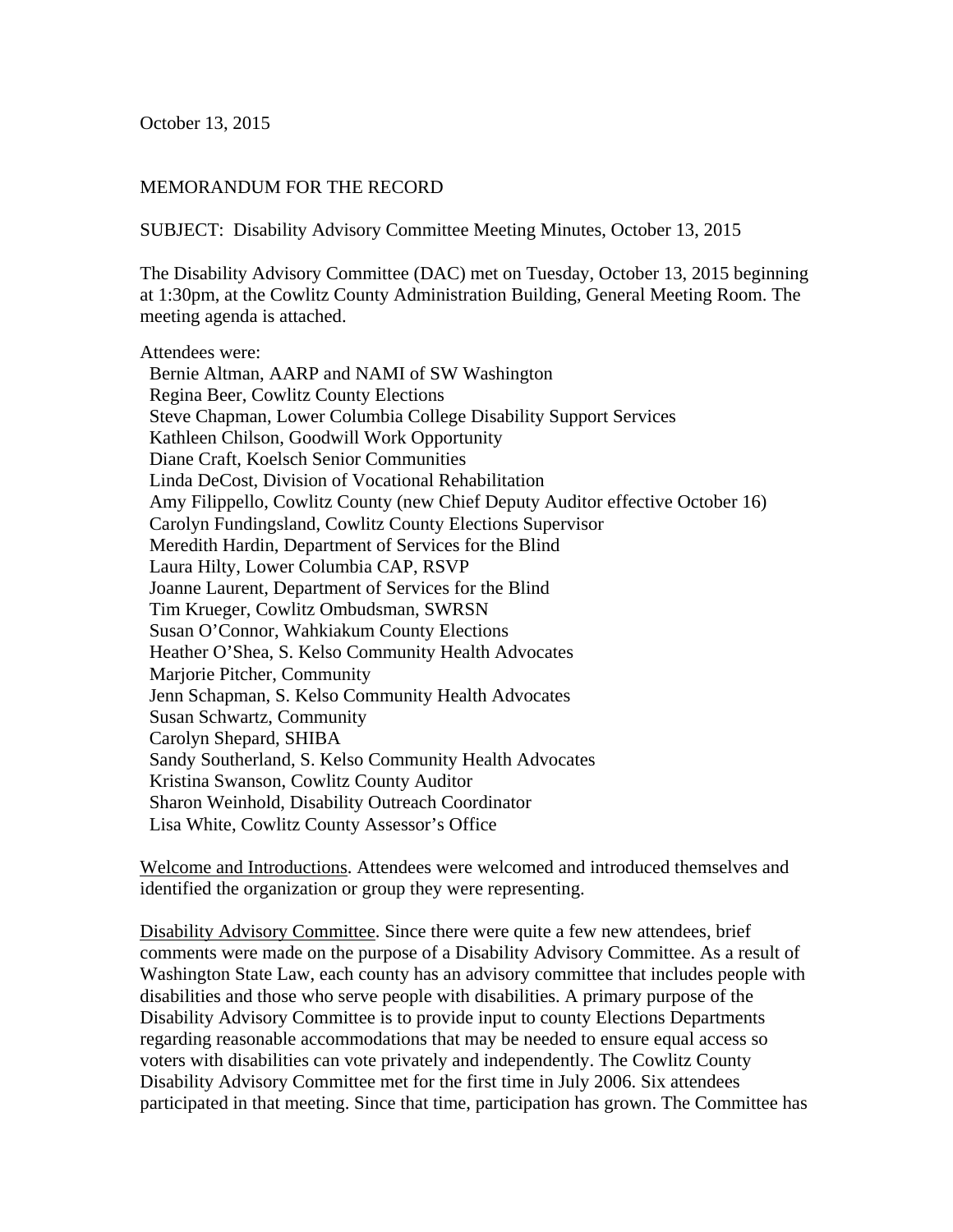October 13, 2015

MEMORANDUM FOR THE RECORD

SUBJECT: Disability Advisory Committee Meeting Minutes, October 13, 2015

The Disability Advisory Committee (DAC) met on Tuesday, October 13, 2015 beginning at 1:30pm, at the Cowlitz County Administration Building, General Meeting Room. The meeting agenda is attached.

Attendees were:

Bernie Altman, AARP and NAMI of SW Washington
Regina Beer, Cowlitz County Elections
Steve Chapman, Lower Columbia College Disability Support Services
Kathleen Chilson, Goodwill Work Opportunity
Diane Craft, Koelsch Senior Communities
Linda DeCost, Division of Vocational Rehabilitation
Amy Filippello, Cowlitz County (new Chief Deputy Auditor effective October 16)
Carolyn Fundingsland, Cowlitz County Elections Supervisor
Meredith Hardin, Department of Services for the Blind
Laura Hilty, Lower Columbia CAP, RSVP
Joanne Laurent, Department of Services for the Blind
Tim Krueger, Cowlitz Ombudsman, SWRSN
Susan O'Connor, Wahkiakum County Elections
Heather O'Shea, S. Kelso Community Health Advocates
Marjorie Pitcher, Community
Jenn Schapman, S. Kelso Community Health Advocates
Susan Schwartz, Community
Carolyn Shepard, SHIBA
Sandy Southerland, S. Kelso Community Health Advocates
Kristina Swanson, Cowlitz County Auditor
Sharon Weinhold, Disability Outreach Coordinator
Lisa White, Cowlitz County Assessor's Office

Welcome and Introductions. Attendees were welcomed and introduced themselves and identified the organization or group they were representing.

Disability Advisory Committee. Since there were quite a few new attendees, brief comments were made on the purpose of a Disability Advisory Committee. As a result of Washington State Law, each county has an advisory committee that includes people with disabilities and those who serve people with disabilities. A primary purpose of the Disability Advisory Committee is to provide input to county Elections Departments regarding reasonable accommodations that may be needed to ensure equal access so voters with disabilities can vote privately and independently. The Cowlitz County Disability Advisory Committee met for the first time in July 2006. Six attendees participated in that meeting. Since that time, participation has grown. The Committee has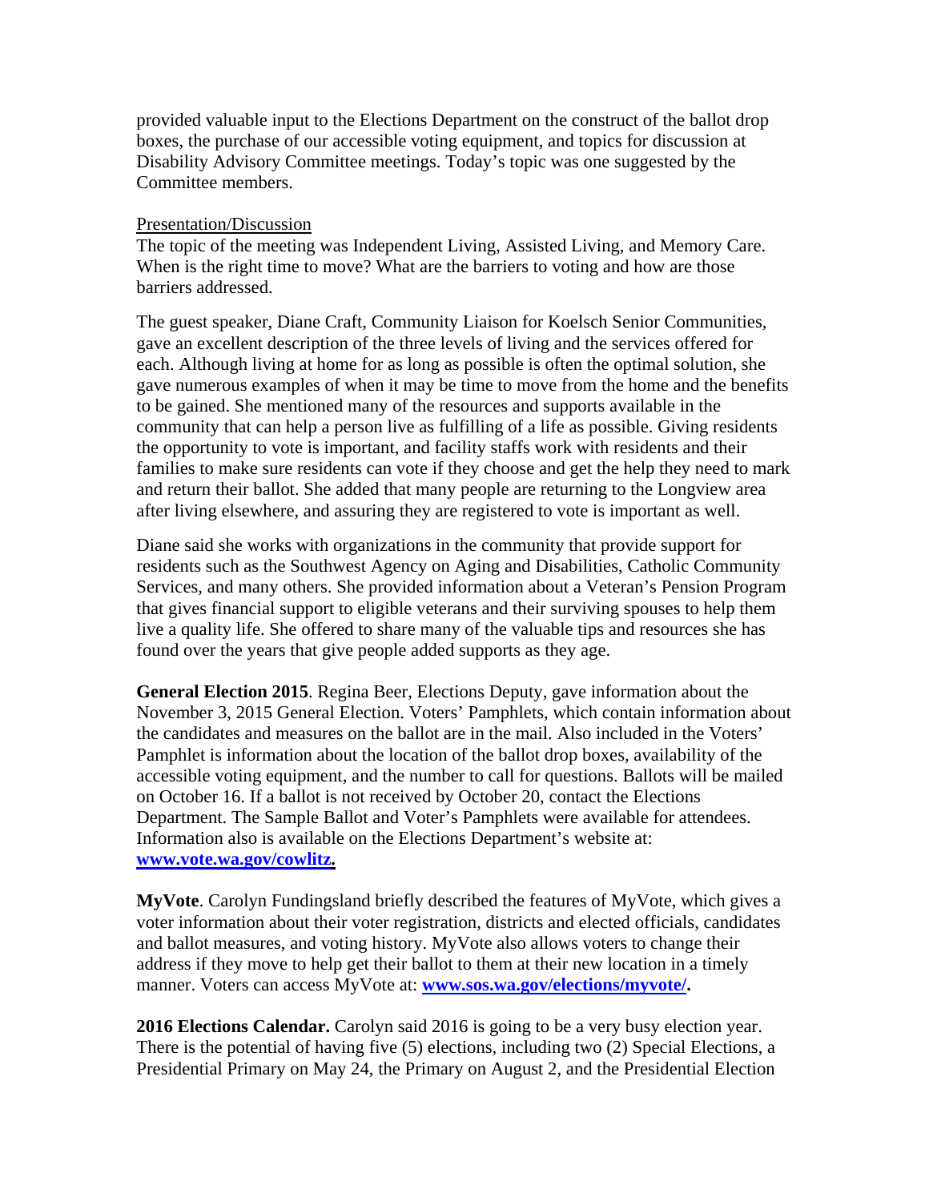provided valuable input to the Elections Department on the construct of the ballot drop boxes, the purchase of our accessible voting equipment, and topics for discussion at Disability Advisory Committee meetings. Today's topic was one suggested by the Committee members.

<u>Presentation/Discussion</u>

The topic of the meeting was Independent Living, Assisted Living, and Memory Care. When is the right time to move? What are the barriers to voting and how are those barriers addressed.

The guest speaker, Diane Craft, Community Liaison for Koelsch Senior Communities, gave an excellent description of the three levels of living and the services offered for each. Although living at home for as long as possible is often the optimal solution, she gave numerous examples of when it may be time to move from the home and the benefits to be gained. She mentioned many of the resources and supports available in the community that can help a person live as fulfilling of a life as possible. Giving residents the opportunity to vote is important, and facility staffs work with residents and their families to make sure residents can vote if they choose and get the help they need to mark and return their ballot. She added that many people are returning to the Longview area after living elsewhere, and assuring they are registered to vote is important as well.

Diane said she works with organizations in the community that provide support for residents such as the Southwest Agency on Aging and Disabilities, Catholic Community Services, and many others. She provided information about a Veteran's Pension Program that gives financial support to eligible veterans and their surviving spouses to help them live a quality life. She offered to share many of the valuable tips and resources she has found over the years that give people added supports as they age.

**General Election 2015**. Regina Beer, Elections Deputy, gave information about the November 3, 2015 General Election. Voters' Pamphlets, which contain information about the candidates and measures on the ballot are in the mail. Also included in the Voters' Pamphlet is information about the location of the ballot drop boxes, availability of the accessible voting equipment, and the number to call for questions. Ballots will be mailed on October 16. If a ballot is not received by October 20, contact the Elections Department. The Sample Ballot and Voter's Pamphlets were available for attendees. Information also is available on the Elections Department's website at: **www.vote.wa.gov/cowlitz.**

**MyVote**. Carolyn Fundingsland briefly described the features of MyVote, which gives a voter information about their voter registration, districts and elected officials, candidates and ballot measures, and voting history. MyVote also allows voters to change their address if they move to help get their ballot to them at their new location in a timely manner. Voters can access MyVote at: **www.sos.wa.gov/elections/myvote/.**

**2016 Elections Calendar.** Carolyn said 2016 is going to be a very busy election year. There is the potential of having five (5) elections, including two (2) Special Elections, a Presidential Primary on May 24, the Primary on August 2, and the Presidential Election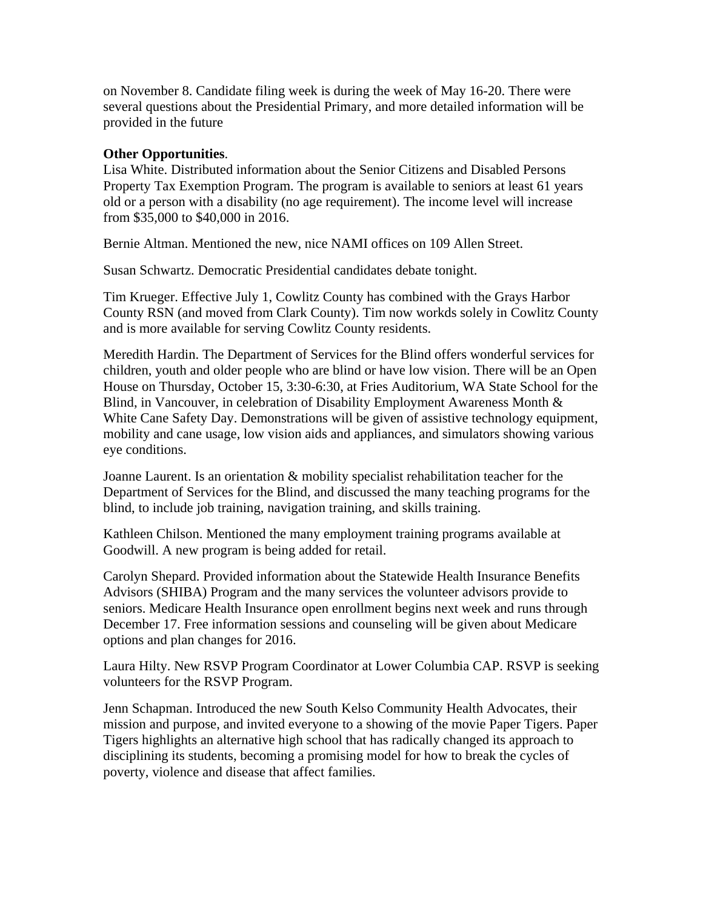on November 8. Candidate filing week is during the week of May 16-20. There were several questions about the Presidential Primary, and more detailed information will be provided in the future

**Other Opportunities**.

Lisa White. Distributed information about the Senior Citizens and Disabled Persons Property Tax Exemption Program. The program is available to seniors at least 61 years old or a person with a disability (no age requirement). The income level will increase from $35,000 to $40,000 in 2016.

Bernie Altman. Mentioned the new, nice NAMI offices on 109 Allen Street.

Susan Schwartz. Democratic Presidential candidates debate tonight.

Tim Krueger. Effective July 1, Cowlitz County has combined with the Grays Harbor County RSN (and moved from Clark County). Tim now workds solely in Cowlitz County and is more available for serving Cowlitz County residents.

Meredith Hardin. The Department of Services for the Blind offers wonderful services for children, youth and older people who are blind or have low vision. There will be an Open House on Thursday, October 15, 3:30-6:30, at Fries Auditorium, WA State School for the Blind, in Vancouver, in celebration of Disability Employment Awareness Month & White Cane Safety Day. Demonstrations will be given of assistive technology equipment, mobility and cane usage, low vision aids and appliances, and simulators showing various eye conditions.

Joanne Laurent. Is an orientation & mobility specialist rehabilitation teacher for the Department of Services for the Blind, and discussed the many teaching programs for the blind, to include job training, navigation training, and skills training.

Kathleen Chilson. Mentioned the many employment training programs available at Goodwill. A new program is being added for retail.

Carolyn Shepard. Provided information about the Statewide Health Insurance Benefits Advisors (SHIBA) Program and the many services the volunteer advisors provide to seniors. Medicare Health Insurance open enrollment begins next week and runs through December 17. Free information sessions and counseling will be given about Medicare options and plan changes for 2016.

Laura Hilty. New RSVP Program Coordinator at Lower Columbia CAP. RSVP is seeking volunteers for the RSVP Program.

Jenn Schapman. Introduced the new South Kelso Community Health Advocates, their mission and purpose, and invited everyone to a showing of the movie Paper Tigers. Paper Tigers highlights an alternative high school that has radically changed its approach to disciplining its students, becoming a promising model for how to break the cycles of poverty, violence and disease that affect families.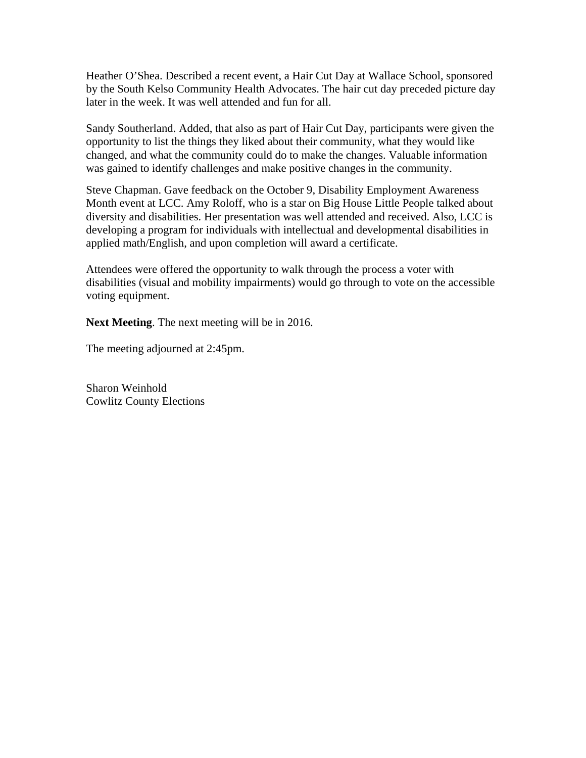Heather O'Shea. Described a recent event, a Hair Cut Day at Wallace School, sponsored by the South Kelso Community Health Advocates. The hair cut day preceded picture day later in the week. It was well attended and fun for all.

Sandy Southerland. Added, that also as part of Hair Cut Day, participants were given the opportunity to list the things they liked about their community, what they would like changed, and what the community could do to make the changes. Valuable information was gained to identify challenges and make positive changes in the community.

Steve Chapman. Gave feedback on the October 9, Disability Employment Awareness Month event at LCC. Amy Roloff, who is a star on Big House Little People talked about diversity and disabilities. Her presentation was well attended and received. Also, LCC is developing a program for individuals with intellectual and developmental disabilities in applied math/English, and upon completion will award a certificate.

Attendees were offered the opportunity to walk through the process a voter with disabilities (visual and mobility impairments) would go through to vote on the accessible voting equipment.

**Next Meeting**. The next meeting will be in 2016.

The meeting adjourned at 2:45pm.

Sharon Weinhold
Cowlitz County Elections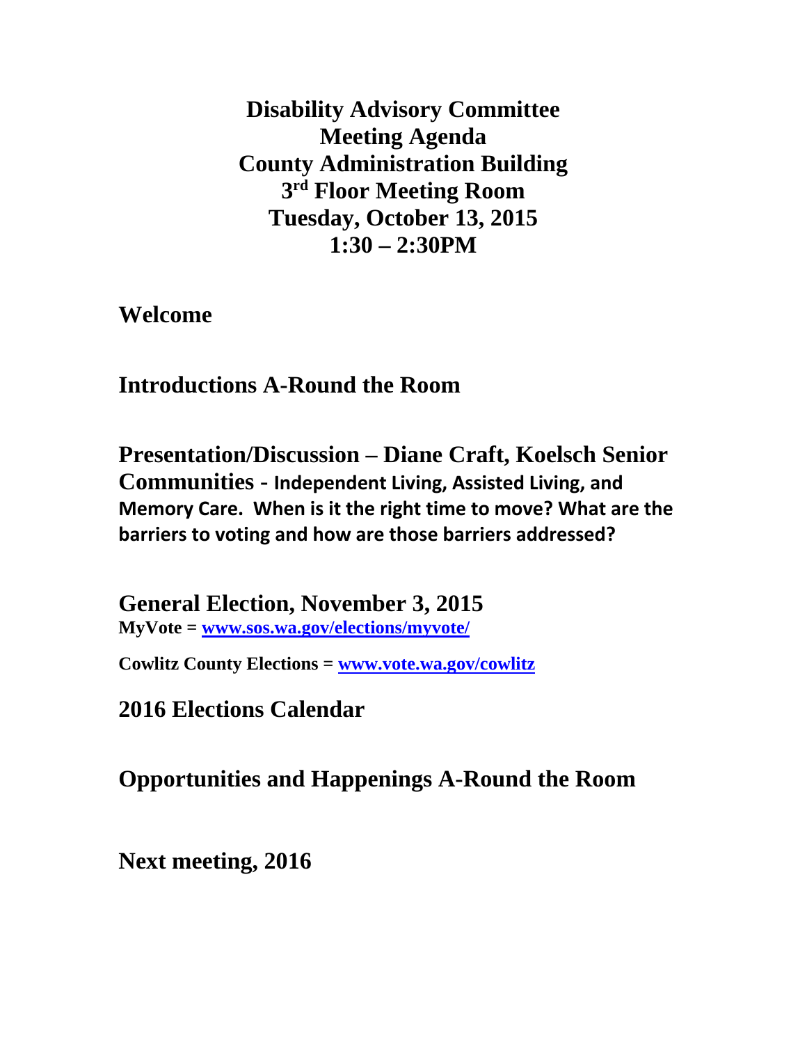# Disability Advisory Committee
# Meeting Agenda
# County Administration Building
# 3rd Floor Meeting Room
# Tuesday, October 13, 2015
# 1:30 – 2:30PM

## Welcome

## Introductions A-Round the Room

## Presentation/Discussion – Diane Craft, Koelsch Senior Communities - **Independent Living, Assisted Living, and Memory Care. When is it the right time to move? What are the barriers to voting and how are those barriers addressed?**

## General Election, November 3, 2015

**MyVote = [www.sos.wa.gov/elections/myvote/](www.sos.wa.gov/elections/myvote/)**

**Cowlitz County Elections = [www.vote.wa.gov/cowlitz](www.vote.wa.gov/cowlitz)**

## 2016 Elections Calendar

## Opportunities and Happenings A-Round the Room

## Next meeting, 2016